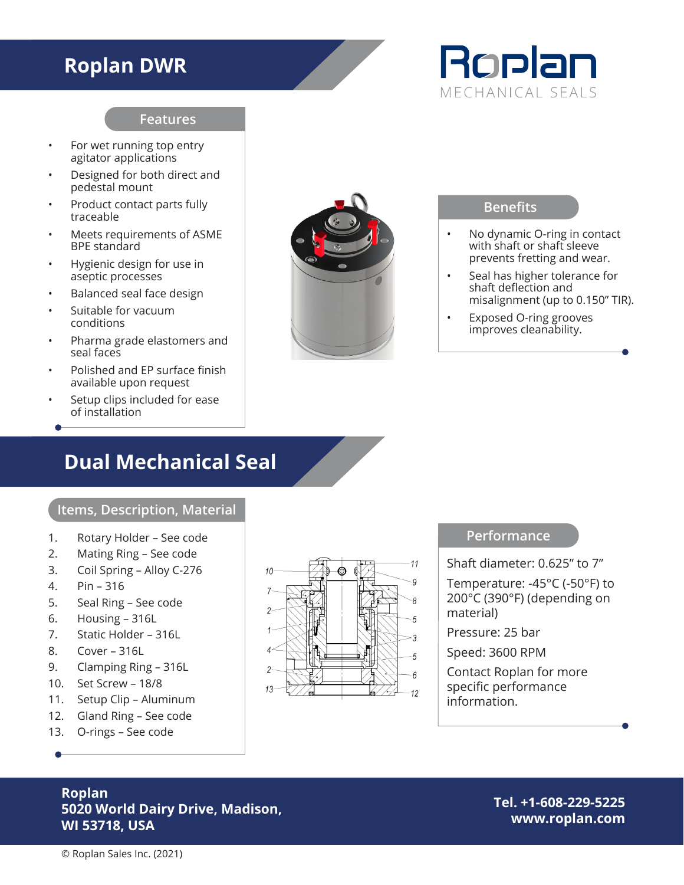# Roplan DWR

Roplan
MECHANICAL SEALS

## Features

- For wet running top entry agitator applications
- Designed for both direct and pedestal mount
- Product contact parts fully traceable
- Meets requirements of ASME BPE standard
- Hygienic design for use in aseptic processes
- Balanced seal face design
- Suitable for vacuum conditions
- Pharma grade elastomers and seal faces
- Polished and EP surface finish available upon request
- Setup clips included for ease of installation

## Benefits

- No dynamic O-ring in contact with shaft or shaft sleeve prevents fretting and wear.
- Seal has higher tolerance for shaft deflection and misalignment (up to 0.150" TIR).
- Exposed O-ring grooves improves cleanability.

# Dual Mechanical Seal

## Items, Description, Material

1. Rotary Holder – See code
2. Mating Ring – See code
3. Coil Spring – Alloy C-276
4. Pin – 316
5. Seal Ring – See code
6. Housing – 316L
7. Static Holder – 316L
8. Cover – 316L
9. Clamping Ring – 316L
10. Set Screw – 18/8
11. Setup Clip – Aluminum
12. Gland Ring – See code
13. O-rings – See code

## Performance

Shaft diameter: 0.625" to 7"

Temperature: -45°C (-50°F) to 200°C (390°F) (depending on material)

Pressure: 25 bar

Speed: 3600 RPM

Contact Roplan for more specific performance information.

**Roplan**
**5020 World Dairy Drive, Madison, WI 53718, USA**

**Tel. +1-608-229-5225**
**www.roplan.com**

© Roplan Sales Inc. (2021)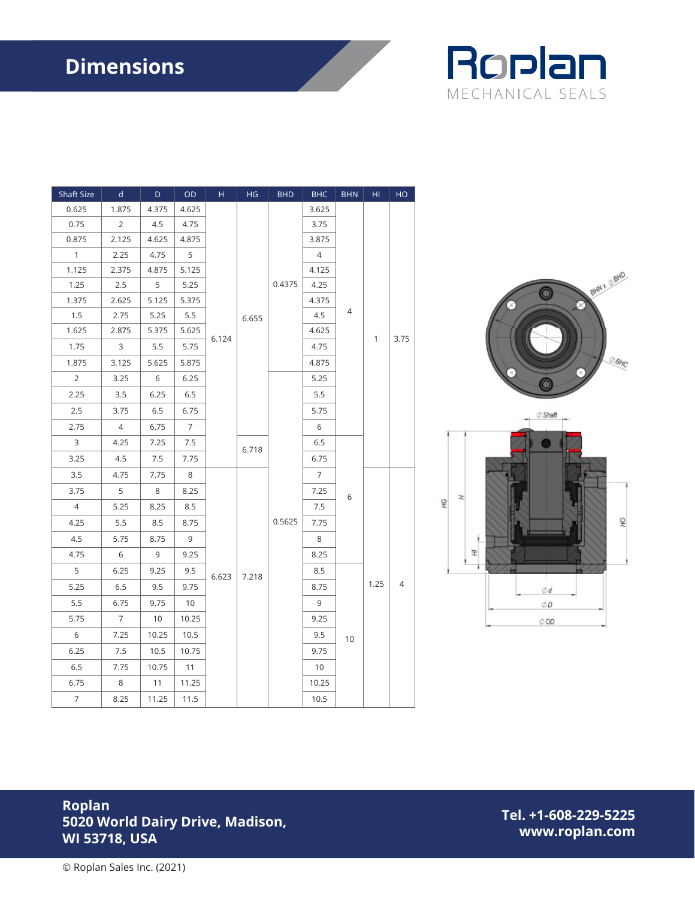# Dimensions

Roplan
MECHANICAL SEALS

| Shaft Size | d | D | OD | H | HG | BHD | BHC | BHN | HI | HO |
|---|---|---|---|---|---|---|---|---|---|---|
| 0.625 | 1.875 | 4.375 | 4.625 | 6.124 | 6.655 | 0.4375 | 3.625 | 4 | 1 | 3.75 |
| 0.75 | 2 | 4.5 | 4.75 | 6.124 | 6.655 | 0.4375 | 3.75 | 4 | 1 | 3.75 |
| 0.875 | 2.125 | 4.625 | 4.875 | 6.124 | 6.655 | 0.4375 | 3.875 | 4 | 1 | 3.75 |
| 1 | 2.25 | 4.75 | 5 | 6.124 | 6.655 | 0.4375 | 4 | 4 | 1 | 3.75 |
| 1.125 | 2.375 | 4.875 | 5.125 | 6.124 | 6.655 | 0.4375 | 4.125 | 4 | 1 | 3.75 |
| 1.25 | 2.5 | 5 | 5.25 | 6.124 | 6.655 | 0.4375 | 4.25 | 4 | 1 | 3.75 |
| 1.375 | 2.625 | 5.125 | 5.375 | 6.124 | 6.655 | 0.4375 | 4.375 | 4 | 1 | 3.75 |
| 1.5 | 2.75 | 5.25 | 5.5 | 6.124 | 6.655 | 0.4375 | 4.5 | 4 | 1 | 3.75 |
| 1.625 | 2.875 | 5.375 | 5.625 | 6.124 | 6.655 | 0.4375 | 4.625 | 4 | 1 | 3.75 |
| 1.75 | 3 | 5.5 | 5.75 | 6.124 | 6.655 | 0.4375 | 4.75 | 4 | 1 | 3.75 |
| 1.875 | 3.125 | 5.625 | 5.875 | 6.124 | 6.655 | 0.4375 | 4.875 | 4 | 1 | 3.75 |
| 2 | 3.25 | 6 | 6.25 | 6.124 | 6.655 | 0.5625 | 5.25 | 4 | 1 | 3.75 |
| 2.25 | 3.5 | 6.25 | 6.5 | 6.124 | 6.655 | 0.5625 | 5.5 | 4 | 1 | 3.75 |
| 2.5 | 3.75 | 6.5 | 6.75 | 6.124 | 6.655 | 0.5625 | 5.75 | 4 | 1 | 3.75 |
| 2.75 | 4 | 6.75 | 7 | 6.124 | 6.655 | 0.5625 | 6 | 4 | 1 | 3.75 |
| 3 | 4.25 | 7.25 | 7.5 | 6.124 | 6.718 | 0.5625 | 6.5 | 6 | 1 | 3.75 |
| 3.25 | 4.5 | 7.5 | 7.75 | 6.124 | 6.718 | 0.5625 | 6.75 | 6 | 1 | 3.75 |
| 3.5 | 4.75 | 7.75 | 8 | 6.623 | 7.218 | 0.5625 | 7 | 6 | 1.25 | 4 |
| 3.75 | 5 | 8 | 8.25 | 6.623 | 7.218 | 0.5625 | 7.25 | 6 | 1.25 | 4 |
| 4 | 5.25 | 8.25 | 8.5 | 6.623 | 7.218 | 0.5625 | 7.5 | 6 | 1.25 | 4 |
| 4.25 | 5.5 | 8.5 | 8.75 | 6.623 | 7.218 | 0.5625 | 7.75 | 6 | 1.25 | 4 |
| 4.5 | 5.75 | 8.75 | 9 | 6.623 | 7.218 | 0.5625 | 8 | 6 | 1.25 | 4 |
| 4.75 | 6 | 9 | 9.25 | 6.623 | 7.218 | 0.5625 | 8.25 | 6 | 1.25 | 4 |
| 5 | 6.25 | 9.25 | 9.5 | 6.623 | 7.218 | 0.5625 | 8.5 | 10 | 1.25 | 4 |
| 5.25 | 6.5 | 9.5 | 9.75 | 6.623 | 7.218 | 0.5625 | 8.75 | 10 | 1.25 | 4 |
| 5.5 | 6.75 | 9.75 | 10 | 6.623 | 7.218 | 0.5625 | 9 | 10 | 1.25 | 4 |
| 5.75 | 7 | 10 | 10.25 | 6.623 | 7.218 | 0.5625 | 9.25 | 10 | 1.25 | 4 |
| 6 | 7.25 | 10.25 | 10.5 | 6.623 | 7.218 | 0.5625 | 9.5 | 10 | 1.25 | 4 |
| 6.25 | 7.5 | 10.5 | 10.75 | 6.623 | 7.218 | 0.5625 | 9.75 | 10 | 1.25 | 4 |
| 6.5 | 7.75 | 10.75 | 11 | 6.623 | 7.218 | 0.5625 | 10 | 10 | 1.25 | 4 |
| 6.75 | 8 | 11 | 11.25 | 6.623 | 7.218 | 0.5625 | 10.25 | 10 | 1.25 | 4 |
| 7 | 8.25 | 11.25 | 11.5 | 6.623 | 7.218 | 0.5625 | 10.5 | 10 | 1.25 | 4 |

**Roplan**
**5020 World Dairy Drive, Madison,**
**WI 53718, USA**

**Tel. +1-608-229-5225**
**www.roplan.com**

© Roplan Sales Inc. (2021)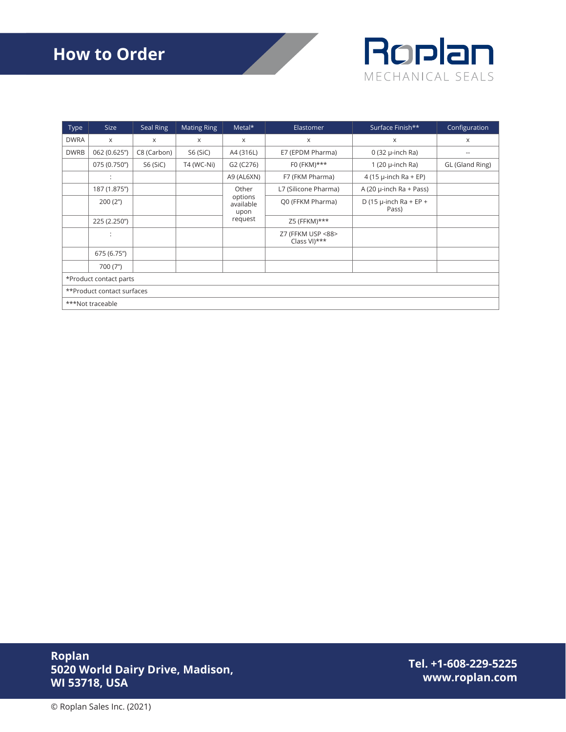# How to Order

| Type | Size | Seal Ring | Mating Ring | Metal* | Elastomer | Surface Finish** | Configuration |
|---|---|---|---|---|---|---|---|
| DWRA | x | x | x | x | x | x | x |
| DWRB | 062 (0.625") | C8 (Carbon) | S6 (SiC) | A4 (316L) | E7 (EPDM Pharma) | 0 (32 µ-inch Ra) | -- |
| | 075 (0.750") | S6 (SiC) | T4 (WC-Ni) | G2 (C276) | F0 (FKM)*** | 1 (20 µ-inch Ra) | GL (Gland Ring) |
| | : | | | A9 (AL6XN) | F7 (FKM Pharma) | 4 (15 µ-inch Ra + EP) | |
| | 187 (1.875") | | | Other options available upon request | L7 (Silicone Pharma) | A (20 µ-inch Ra + Pass) | |
| | 200 (2") | | | | Q0 (FFKM Pharma) | D (15 µ-inch Ra + EP + Pass) | |
| | 225 (2.250") | | | | Z5 (FFKM)*** | | |
| | : | | | | Z7 (FFKM USP <88> Class VI)*** | | |
| | 675 (6.75") | | | | | | |
| | 700 (7") | | | | | | |

*Product contact parts

**Product contact surfaces

***Not traceable

**Roplan**
**5020 World Dairy Drive, Madison, WI 53718, USA**

**Tel. +1-608-229-5225**
**www.roplan.com**

© Roplan Sales Inc. (2021)